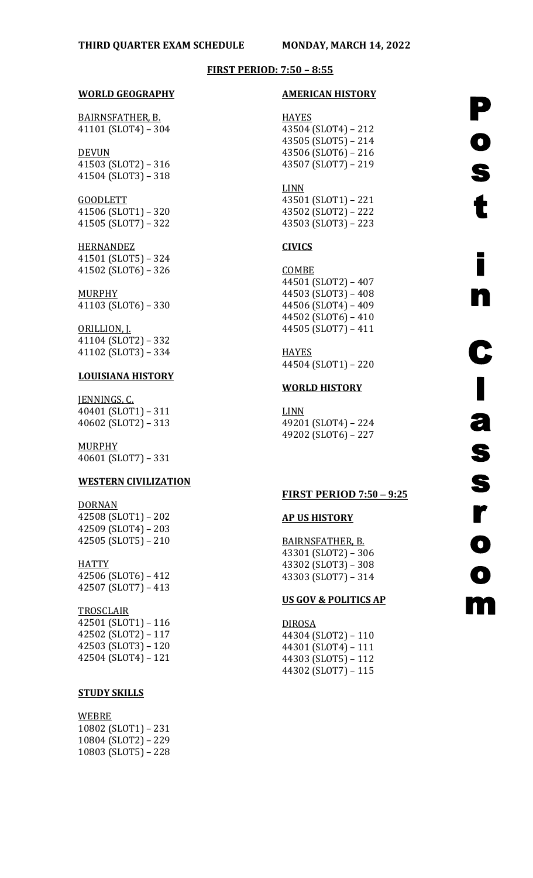**THIRD QUARTER EXAM SCHEDULE MONDAY, MARCH 14, 2022**

**FIRST PERIOD: 7:50 – 8:55**

**WORLD GEOGRAPHY**

BAIRNSFATHER, B.
41101 (SLOT4) – 304

DEVUN
41503 (SLOT2) – 316
41504 (SLOT3) – 318

GOODLETT
41506 (SLOT1) – 320
41505 (SLOT7) – 322

HERNANDEZ
41501 (SLOT5) – 324
41502 (SLOT6) – 326

MURPHY
41103 (SLOT6) – 330

ORILLION, J.
41104 (SLOT2) – 332
41102 (SLOT3) – 334

**LOUISIANA HISTORY**

JENNINGS, C.
40401 (SLOT1) – 311
40602 (SLOT2) – 313

MURPHY
40601 (SLOT7) – 331

**WESTERN CIVILIZATION**

DORNAN
42508 (SLOT1) – 202
42509 (SLOT4) – 203
42505 (SLOT5) – 210

HATTY
42506 (SLOT6) – 412
42507 (SLOT7) – 413

TROSCLAIR
42501 (SLOT1) – 116
42502 (SLOT2) – 117
42503 (SLOT3) – 120
42504 (SLOT4) – 121

**STUDY SKILLS**

WEBRE
10802 (SLOT1) – 231
10804 (SLOT2) – 229
10803 (SLOT5) – 228

**AMERICAN HISTORY**

HAYES
43504 (SLOT4) – 212
43505 (SLOT5) – 214
43506 (SLOT6) – 216
43507 (SLOT7) – 219

LINN
43501 (SLOT1) – 221
43502 (SLOT2) – 222
43503 (SLOT3) – 223

**CIVICS**

COMBE
44501 (SLOT2) – 407
44503 (SLOT3) – 408
44506 (SLOT4) – 409
44502 (SLOT6) – 410
44505 (SLOT7) – 411

HAYES
44504 (SLOT1) – 220

**WORLD HISTORY**

LINN
49201 (SLOT4) – 224
49202 (SLOT6) – 227

**FIRST PERIOD 7:50 – 9:25**

**AP US HISTORY**

BAIRNSFATHER, B.
43301 (SLOT2) – 306
43302 (SLOT3) – 308
43303 (SLOT7) – 314

**US GOV & POLITICS AP**

DIROSA
44304 (SLOT2) – 110
44301 (SLOT4) – 111
44303 (SLOT5) – 112
44302 (SLOT7) – 115

**Post in Classroom**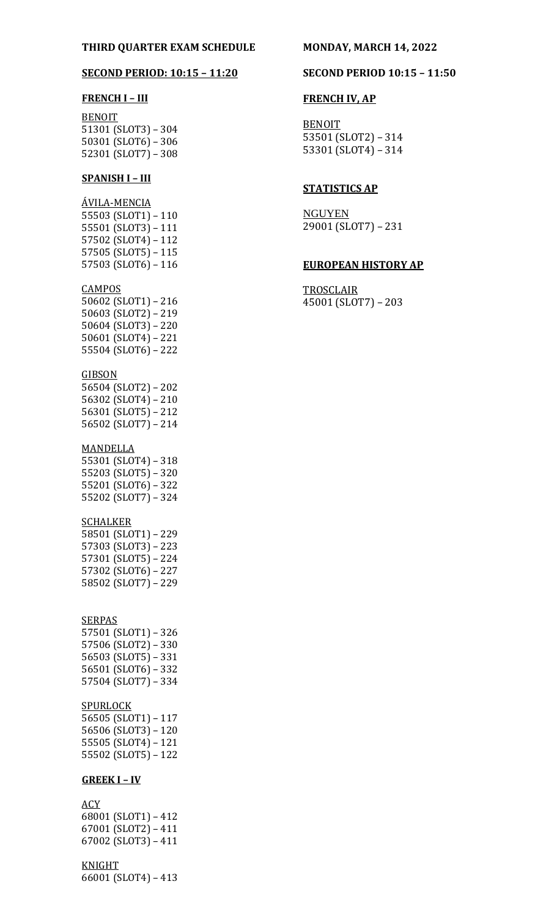**THIRD QUARTER EXAM SCHEDULE**

**MONDAY, MARCH 14, 2022**

**SECOND PERIOD: 10:15 – 11:20**

**FRENCH I – III**

BENOIT
51301 (SLOT3) – 304
50301 (SLOT6) – 306
52301 (SLOT7) – 308

**SPANISH I – III**

ÁVILA-MENCIA
55503 (SLOT1) – 110
55501 (SLOT3) – 111
57502 (SLOT4) – 112
57505 (SLOT5) – 115
57503 (SLOT6) – 116

CAMPOS
50602 (SLOT1) – 216
50603 (SLOT2) – 219
50604 (SLOT3) – 220
50601 (SLOT4) – 221
55504 (SLOT6) – 222

GIBSON
56504 (SLOT2) – 202
56302 (SLOT4) – 210
56301 (SLOT5) – 212
56502 (SLOT7) – 214

MANDELLA
55301 (SLOT4) – 318
55203 (SLOT5) – 320
55201 (SLOT6) – 322
55202 (SLOT7) – 324

SCHALKER
58501 (SLOT1) – 229
57303 (SLOT3) – 223
57301 (SLOT5) – 224
57302 (SLOT6) – 227
58502 (SLOT7) – 229

SERPAS
57501 (SLOT1) – 326
57506 (SLOT2) – 330
56503 (SLOT5) – 331
56501 (SLOT6) – 332
57504 (SLOT7) – 334

SPURLOCK
56505 (SLOT1) – 117
56506 (SLOT3) – 120
55505 (SLOT4) – 121
55502 (SLOT5) – 122

**GREEK I – IV**

ACY
68001 (SLOT1) – 412
67001 (SLOT2) – 411
67002 (SLOT3) – 411

KNIGHT
66001 (SLOT4) – 413

**SECOND PERIOD 10:15 – 11:50**

**FRENCH IV, AP**

BENOIT
53501 (SLOT2) – 314
53301 (SLOT4) – 314

**STATISTICS AP**

NGUYEN
29001 (SLOT7) – 231

**EUROPEAN HISTORY AP**

TROSCLAIR
45001 (SLOT7) – 203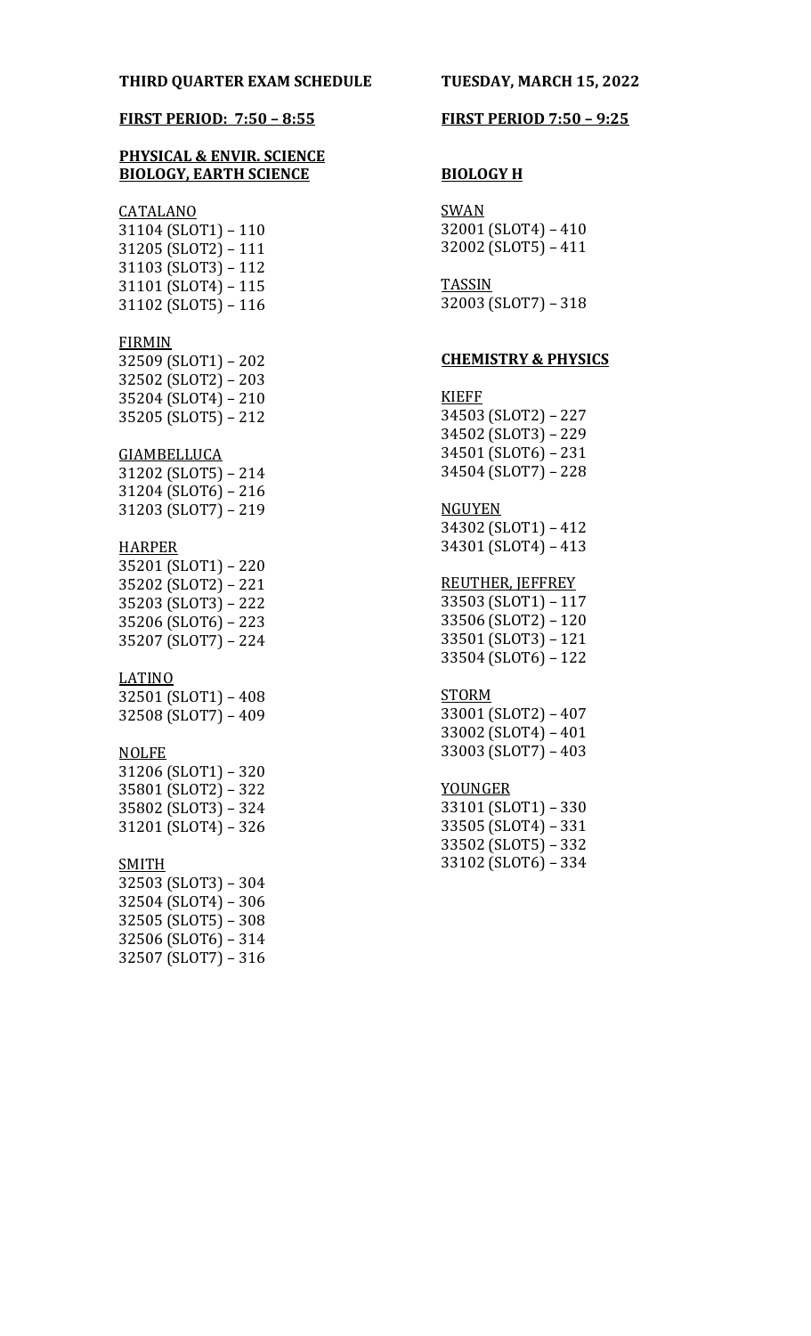**THIRD QUARTER EXAM SCHEDULE**

**FIRST PERIOD: 7:50 – 8:55**

**PHYSICAL & ENVIR. SCIENCE**
**BIOLOGY, EARTH SCIENCE**

CATALANO
31104 (SLOT1) – 110
31205 (SLOT2) – 111
31103 (SLOT3) – 112
31101 (SLOT4) – 115
31102 (SLOT5) – 116

FIRMIN
32509 (SLOT1) – 202
32502 (SLOT2) – 203
35204 (SLOT4) – 210
35205 (SLOT5) – 212

GIAMBELLUCA
31202 (SLOT5) – 214
31204 (SLOT6) – 216
31203 (SLOT7) – 219

HARPER
35201 (SLOT1) – 220
35202 (SLOT2) – 221
35203 (SLOT3) – 222
35206 (SLOT6) – 223
35207 (SLOT7) – 224

LATINO
32501 (SLOT1) – 408
32508 (SLOT7) – 409

NOLFE
31206 (SLOT1) – 320
35801 (SLOT2) – 322
35802 (SLOT3) – 324
31201 (SLOT4) – 326

SMITH
32503 (SLOT3) – 304
32504 (SLOT4) – 306
32505 (SLOT5) – 308
32506 (SLOT6) – 314
32507 (SLOT7) – 316

**TUESDAY, MARCH 15, 2022**

**FIRST PERIOD 7:50 – 9:25**

**BIOLOGY H**

SWAN
32001 (SLOT4) – 410
32002 (SLOT5) – 411

TASSIN
32003 (SLOT7) – 318

**CHEMISTRY & PHYSICS**

KIEFF
34503 (SLOT2) – 227
34502 (SLOT3) – 229
34501 (SLOT6) – 231
34504 (SLOT7) – 228

NGUYEN
34302 (SLOT1) – 412
34301 (SLOT4) – 413

REUTHER, JEFFREY
33503 (SLOT1) – 117
33506 (SLOT2) – 120
33501 (SLOT3) – 121
33504 (SLOT6) – 122

STORM
33001 (SLOT2) – 407
33002 (SLOT4) – 401
33003 (SLOT7) – 403

YOUNGER
33101 (SLOT1) – 330
33505 (SLOT4) – 331
33502 (SLOT5) – 332
33102 (SLOT6) – 334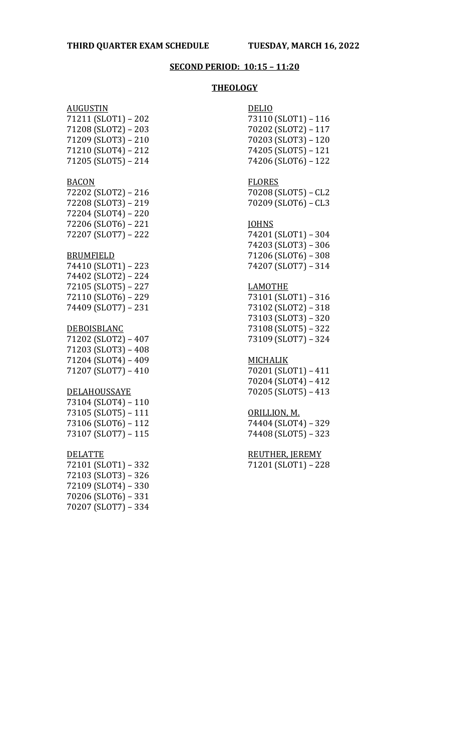**THIRD QUARTER EXAM SCHEDULE TUESDAY, MARCH 16, 2022**

**SECOND PERIOD: 10:15 – 11:20**

**THEOLOGY**

AUGUSTIN
71211 (SLOT1) – 202
71208 (SLOT2) – 203
71209 (SLOT3) – 210
71210 (SLOT4) – 212
71205 (SLOT5) – 214

BACON
72202 (SLOT2) – 216
72208 (SLOT3) – 219
72204 (SLOT4) – 220
72206 (SLOT6) – 221
72207 (SLOT7) – 222

BRUMFIELD
74410 (SLOT1) – 223
74402 (SLOT2) – 224
72105 (SLOT5) – 227
72110 (SLOT6) – 229
74409 (SLOT7) – 231

DEBOISBLANC
71202 (SLOT2) – 407
71203 (SLOT3) – 408
71204 (SLOT4) – 409
71207 (SLOT7) – 410

DELAHOUSSAYE
73104 (SLOT4) – 110
73105 (SLOT5) – 111
73106 (SLOT6) – 112
73107 (SLOT7) – 115

DELATTE
72101 (SLOT1) – 332
72103 (SLOT3) – 326
72109 (SLOT4) – 330
70206 (SLOT6) – 331
70207 (SLOT7) – 334

DELIO
73110 (SLOT1) – 116
70202 (SLOT2) – 117
70203 (SLOT3) – 120
74205 (SLOT5) – 121
74206 (SLOT6) – 122

FLORES
70208 (SLOT5) – CL2
70209 (SLOT6) – CL3

JOHNS
74201 (SLOT1) – 304
74203 (SLOT3) – 306
71206 (SLOT6) – 308
74207 (SLOT7) – 314

LAMOTHE
73101 (SLOT1) – 316
73102 (SLOT2) – 318
73103 (SLOT3) – 320
73108 (SLOT5) – 322
73109 (SLOT7) – 324

MICHALIK
70201 (SLOT1) – 411
70204 (SLOT4) – 412
70205 (SLOT5) – 413

ORILLION, M.
74404 (SLOT4) – 329
74408 (SLOT5) – 323

REUTHER, JEREMY
71201 (SLOT1) – 228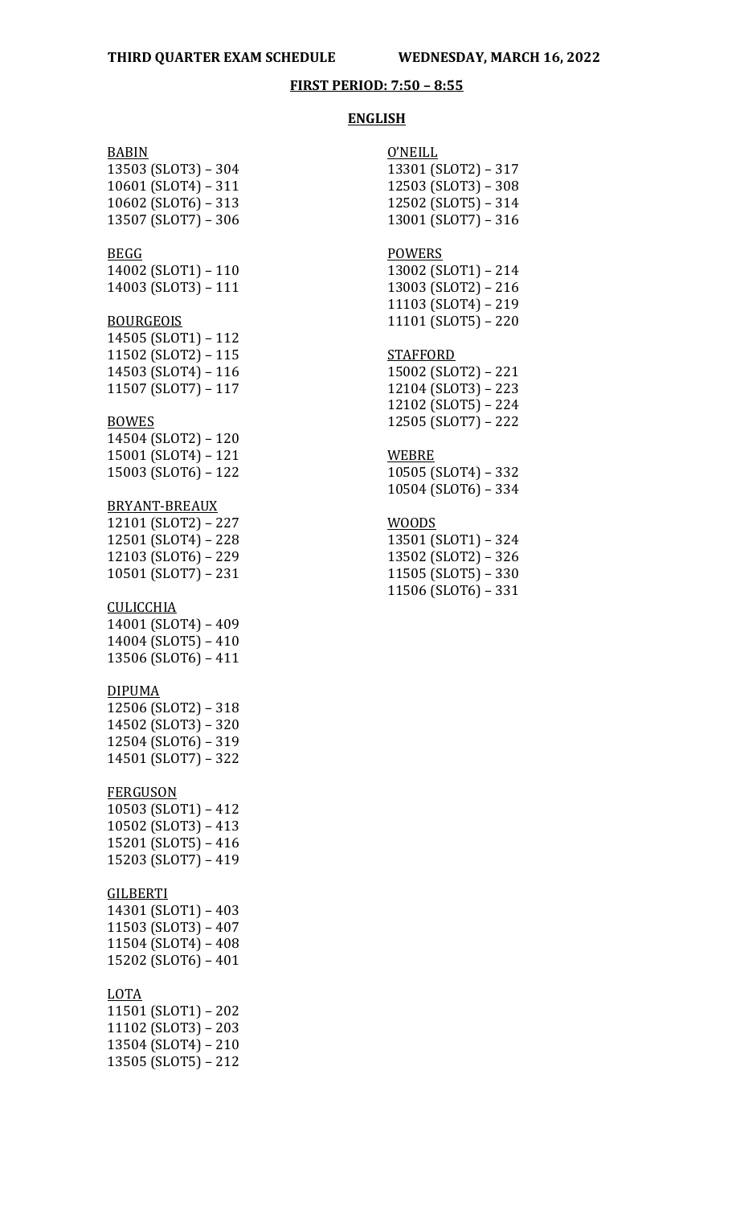**THIRD QUARTER EXAM SCHEDULE WEDNESDAY, MARCH 16, 2022**

**FIRST PERIOD: 7:50 – 8:55**

**ENGLISH**

BABIN
13503 (SLOT3) – 304
10601 (SLOT4) – 311
10602 (SLOT6) – 313
13507 (SLOT7) – 306

BEGG
14002 (SLOT1) – 110
14003 (SLOT3) – 111

BOURGEOIS
14505 (SLOT1) – 112
11502 (SLOT2) – 115
14503 (SLOT4) – 116
11507 (SLOT7) – 117

BOWES
14504 (SLOT2) – 120
15001 (SLOT4) – 121
15003 (SLOT6) – 122

BRYANT-BREAUX
12101 (SLOT2) – 227
12501 (SLOT4) – 228
12103 (SLOT6) – 229
10501 (SLOT7) – 231

CULICCHIA
14001 (SLOT4) – 409
14004 (SLOT5) – 410
13506 (SLOT6) – 411

DIPUMA
12506 (SLOT2) – 318
14502 (SLOT3) – 320
12504 (SLOT6) – 319
14501 (SLOT7) – 322

FERGUSON
10503 (SLOT1) – 412
10502 (SLOT3) – 413
15201 (SLOT5) – 416
15203 (SLOT7) – 419

GILBERTI
14301 (SLOT1) – 403
11503 (SLOT3) – 407
11504 (SLOT4) – 408
15202 (SLOT6) – 401

LOTA
11501 (SLOT1) – 202
11102 (SLOT3) – 203
13504 (SLOT4) – 210
13505 (SLOT5) – 212

O'NEILL
13301 (SLOT2) – 317
12503 (SLOT3) – 308
12502 (SLOT5) – 314
13001 (SLOT7) – 316

POWERS
13002 (SLOT1) – 214
13003 (SLOT2) – 216
11103 (SLOT4) – 219
11101 (SLOT5) – 220

STAFFORD
15002 (SLOT2) – 221
12104 (SLOT3) – 223
12102 (SLOT5) – 224
12505 (SLOT7) – 222

WEBRE
10505 (SLOT4) – 332
10504 (SLOT6) – 334

WOODS
13501 (SLOT1) – 324
13502 (SLOT2) – 326
11505 (SLOT5) – 330
11506 (SLOT6) – 331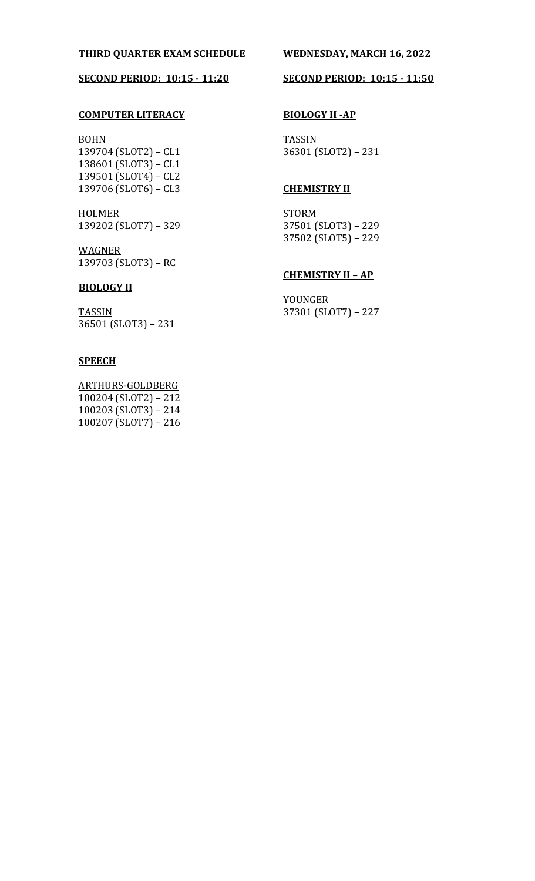**THIRD QUARTER EXAM SCHEDULE**

**WEDNESDAY, MARCH 16, 2022**

**SECOND PERIOD: 10:15 - 11:20**

**COMPUTER LITERACY**

BOHN
139704 (SLOT2) – CL1
138601 (SLOT3) – CL1
139501 (SLOT4) – CL2
139706 (SLOT6) – CL3

HOLMER
139202 (SLOT7) – 329

WAGNER
139703 (SLOT3) – RC

**BIOLOGY II**

TASSIN
36501 (SLOT3) – 231

**SPEECH**

ARTHURS-GOLDBERG
100204 (SLOT2) – 212
100203 (SLOT3) – 214
100207 (SLOT7) – 216

**SECOND PERIOD: 10:15 - 11:50**

**BIOLOGY II -AP**

TASSIN
36301 (SLOT2) – 231

**CHEMISTRY II**

STORM
37501 (SLOT3) – 229
37502 (SLOT5) – 229

**CHEMISTRY II – AP**

YOUNGER
37301 (SLOT7) – 227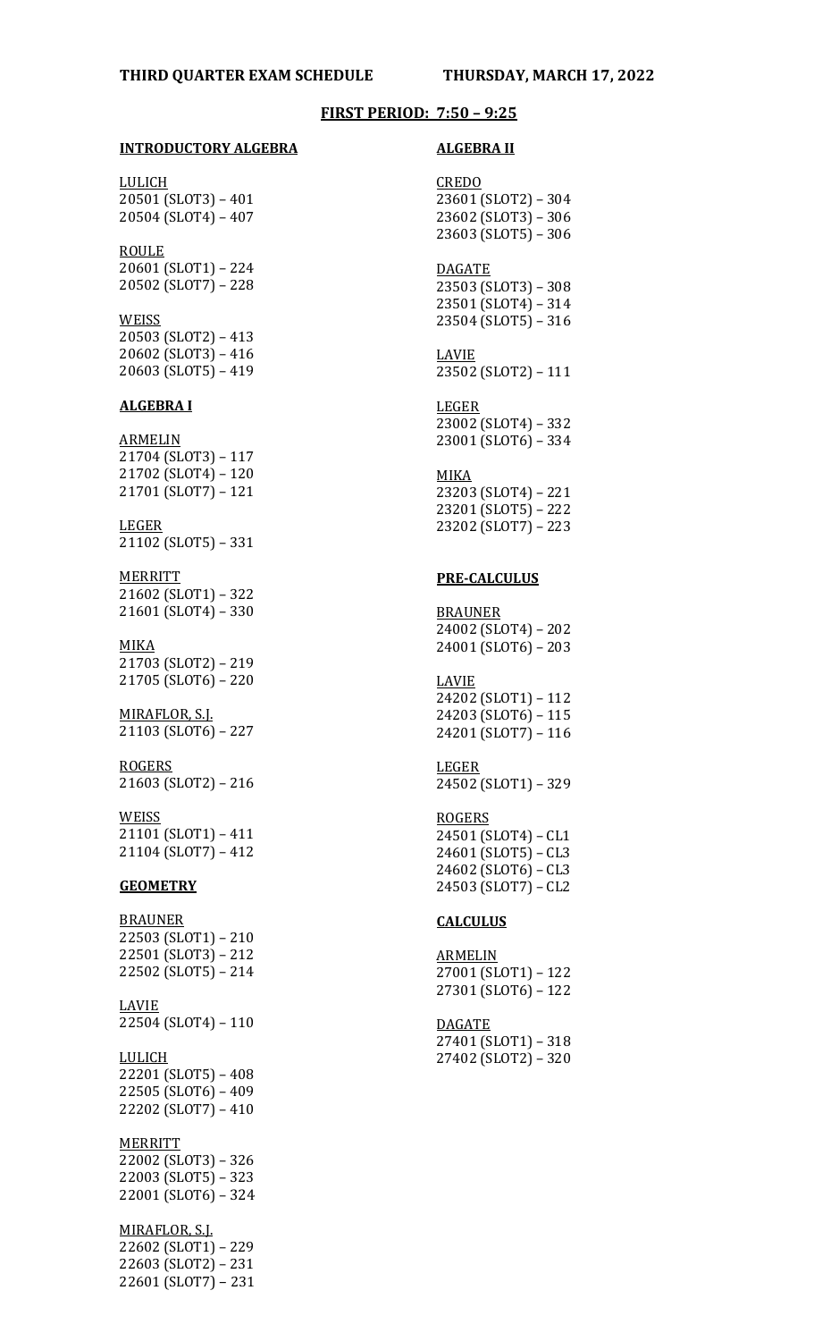**THIRD QUARTER EXAM SCHEDULE THURSDAY, MARCH 17, 2022**

**FIRST PERIOD: 7:50 – 9:25**

**INTRODUCTORY ALGEBRA**

LULICH
20501 (SLOT3) – 401
20504 (SLOT4) – 407

ROULE
20601 (SLOT1) – 224
20502 (SLOT7) – 228

WEISS
20503 (SLOT2) – 413
20602 (SLOT3) – 416
20603 (SLOT5) – 419

**ALGEBRA I**

ARMELIN
21704 (SLOT3) – 117
21702 (SLOT4) – 120
21701 (SLOT7) – 121

LEGER
21102 (SLOT5) – 331

MERRITT
21602 (SLOT1) – 322
21601 (SLOT4) – 330

MIKA
21703 (SLOT2) – 219
21705 (SLOT6) – 220

MIRAFLOR, S.J.
21103 (SLOT6) – 227

ROGERS
21603 (SLOT2) – 216

WEISS
21101 (SLOT1) – 411
21104 (SLOT7) – 412

**GEOMETRY**

BRAUNER
22503 (SLOT1) – 210
22501 (SLOT3) – 212
22502 (SLOT5) – 214

LAVIE
22504 (SLOT4) – 110

LULICH
22201 (SLOT5) – 408
22505 (SLOT6) – 409
22202 (SLOT7) – 410

MERRITT
22002 (SLOT3) – 326
22003 (SLOT5) – 323
22001 (SLOT6) – 324

MIRAFLOR, S.J.
22602 (SLOT1) – 229
22603 (SLOT2) – 231
22601 (SLOT7) – 231

**ALGEBRA II**

CREDO
23601 (SLOT2) – 304
23602 (SLOT3) – 306
23603 (SLOT5) – 306

DAGATE
23503 (SLOT3) – 308
23501 (SLOT4) – 314
23504 (SLOT5) – 316

LAVIE
23502 (SLOT2) – 111

LEGER
23002 (SLOT4) – 332
23001 (SLOT6) – 334

MIKA
23203 (SLOT4) – 221
23201 (SLOT5) – 222
23202 (SLOT7) – 223

**PRE-CALCULUS**

BRAUNER
24002 (SLOT4) – 202
24001 (SLOT6) – 203

LAVIE
24202 (SLOT1) – 112
24203 (SLOT6) – 115
24201 (SLOT7) – 116

LEGER
24502 (SLOT1) – 329

ROGERS
24501 (SLOT4) – CL1
24601 (SLOT5) – CL3
24602 (SLOT6) – CL3
24503 (SLOT7) – CL2

**CALCULUS**

ARMELIN
27001 (SLOT1) – 122
27301 (SLOT6) – 122

DAGATE
27401 (SLOT1) – 318
27402 (SLOT2) – 320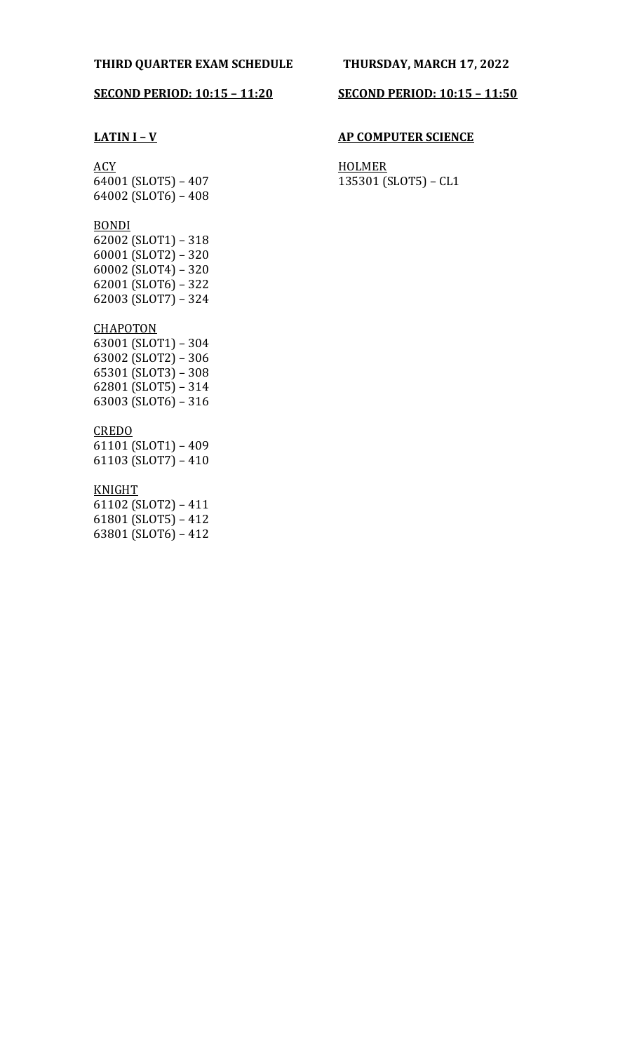**THIRD QUARTER EXAM SCHEDULE** **THURSDAY, MARCH 17, 2022**

**SECOND PERIOD: 10:15 – 11:20**

**LATIN I – V**

ACY
64001 (SLOT5) – 407
64002 (SLOT6) – 408

BONDI
62002 (SLOT1) – 318
60001 (SLOT2) – 320
60002 (SLOT4) – 320
62001 (SLOT6) – 322
62003 (SLOT7) – 324

CHAPOTON
63001 (SLOT1) – 304
63002 (SLOT2) – 306
65301 (SLOT3) – 308
62801 (SLOT5) – 314
63003 (SLOT6) – 316

CREDO
61101 (SLOT1) – 409
61103 (SLOT7) – 410

KNIGHT
61102 (SLOT2) – 411
61801 (SLOT5) – 412
63801 (SLOT6) – 412

**SECOND PERIOD: 10:15 – 11:50**

**AP COMPUTER SCIENCE**

HOLMER
135301 (SLOT5) – CL1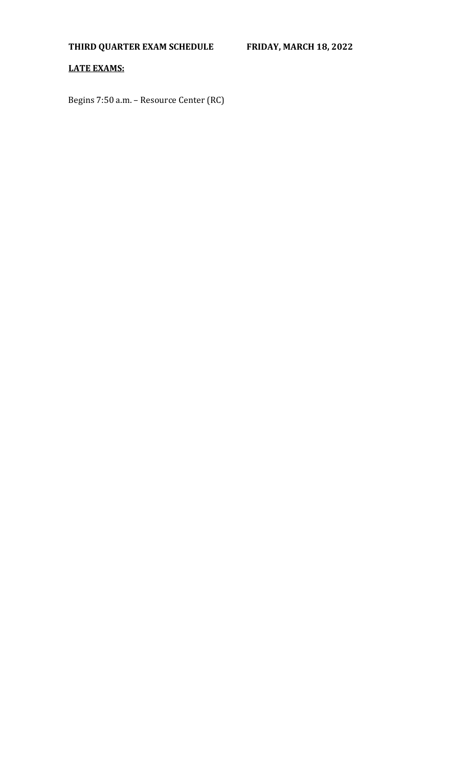**THIRD QUARTER EXAM SCHEDULE FRIDAY, MARCH 18, 2022**

**LATE EXAMS:**

Begins 7:50 a.m. – Resource Center (RC)